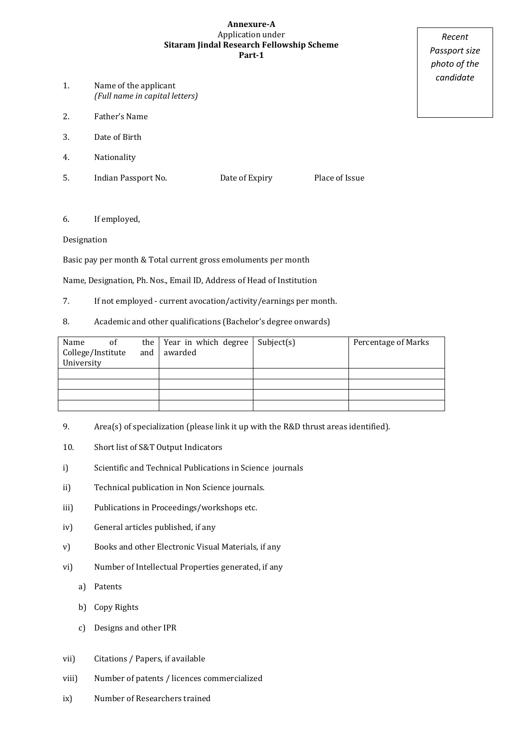**Annexure-A**
Application under
**Sitaram Jindal Research Fellowship Scheme**
**Part-1**

*Recent Passport size photo of the candidate*

1. Name of the applicant
   *(Full name in capital letters)*

2. Father's Name

3. Date of Birth

4. Nationality

5. Indian Passport No. Date of Expiry Place of Issue

6. If employed,

Designation

Basic pay per month & Total current gross emoluments per month

Name, Designation, Ph. Nos., Email ID, Address of Head of Institution

7. If not employed - current avocation/activity/earnings per month.

8. Academic and other qualifications (Bachelor's degree onwards)

| Name of the College/Institute and University | Year in which degree awarded | Subject(s) | Percentage of Marks |
|---|---|---|---|
| | | | |
| | | | |
| | | | |
| | | | |

9. Area(s) of specialization (please link it up with the R&D thrust areas identified).

10. Short list of S&T Output Indicators

i) Scientific and Technical Publications in Science journals

ii) Technical publication in Non Science journals.

iii) Publications in Proceedings/workshops etc.

iv) General articles published, if any

v) Books and other Electronic Visual Materials, if any

vi) Number of Intellectual Properties generated, if any

   a) Patents

   b) Copy Rights

   c) Designs and other IPR

vii) Citations / Papers, if available

viii) Number of patents / licences commercialized

ix) Number of Researchers trained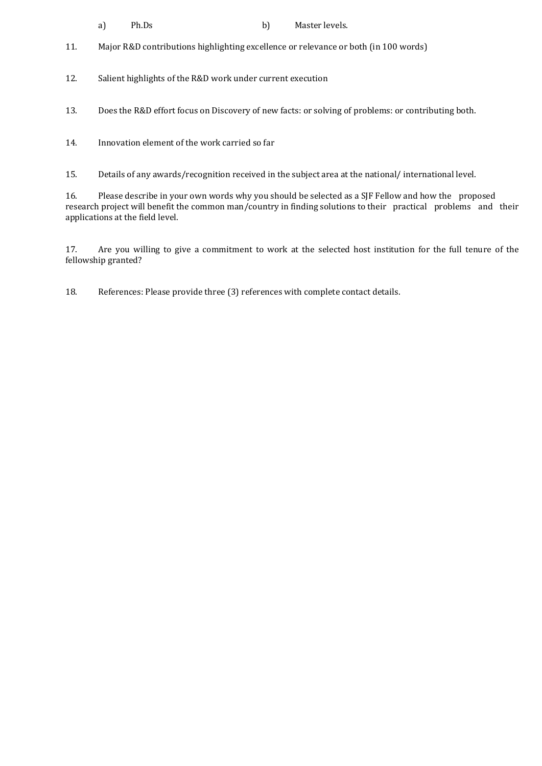a) Ph.Ds                b) Master levels.

11. Major R&D contributions highlighting excellence or relevance or both (in 100 words)

12. Salient highlights of the R&D work under current execution

13. Does the R&D effort focus on Discovery of new facts: or solving of problems: or contributing both.

14. Innovation element of the work carried so far

15. Details of any awards/recognition received in the subject area at the national/ international level.

16. Please describe in your own words why you should be selected as a SJF Fellow and how the proposed research project will benefit the common man/country in finding solutions to their practical problems and their applications at the field level.

17. Are you willing to give a commitment to work at the selected host institution for the full tenure of the fellowship granted?

18. References: Please provide three (3) references with complete contact details.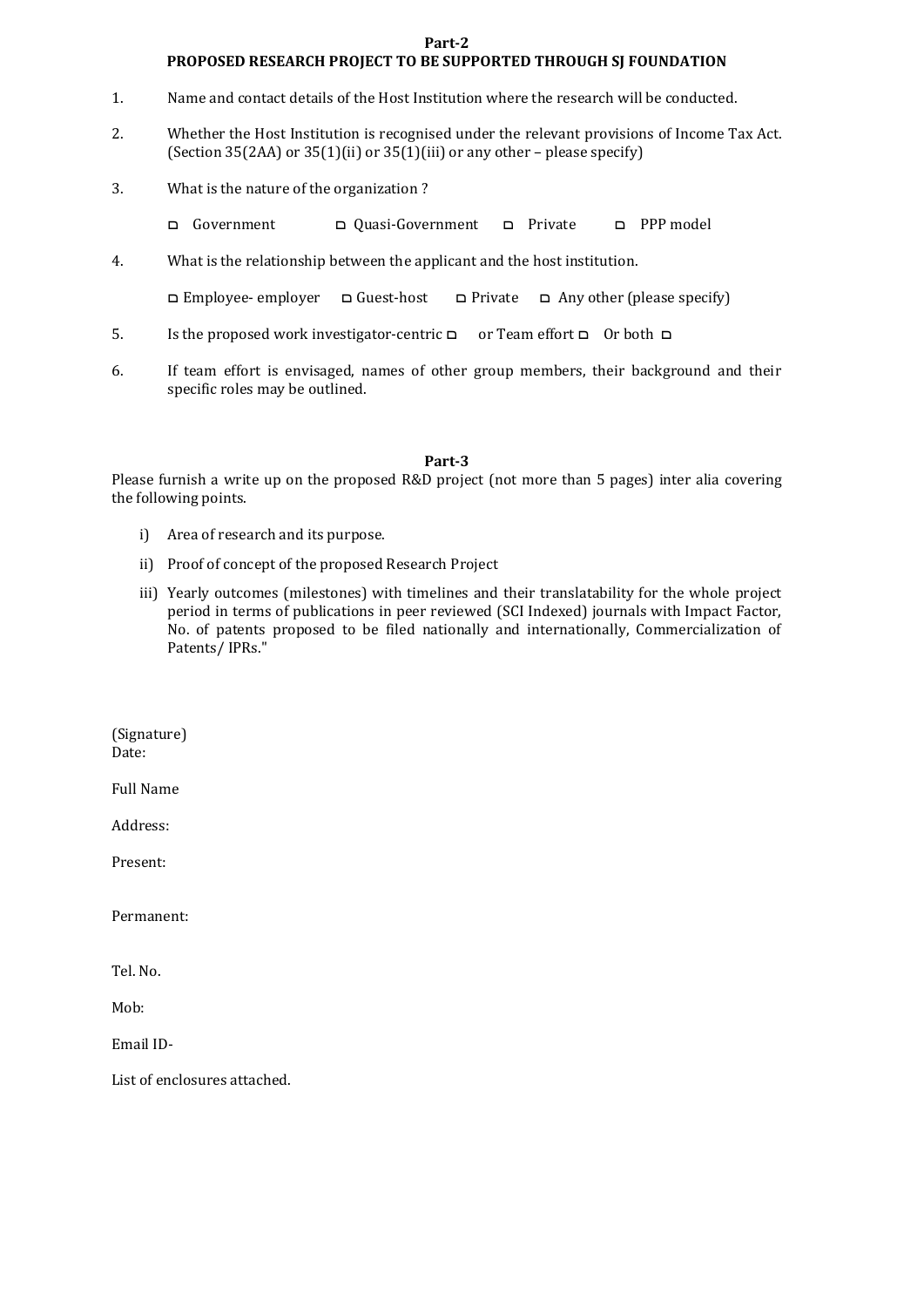**Part-2**

**PROPOSED RESEARCH PROJECT TO BE SUPPORTED THROUGH SJ FOUNDATION**

1. Name and contact details of the Host Institution where the research will be conducted.

2. Whether the Host Institution is recognised under the relevant provisions of Income Tax Act. (Section 35(2AA) or 35(1)(ii) or 35(1)(iii) or any other – please specify)

3. What is the nature of the organization ?

   ◻ Government ◻ Quasi-Government ◻ Private ◻ PPP model

4. What is the relationship between the applicant and the host institution.

   ◻ Employee- employer ◻ Guest-host ◻ Private ◻ Any other (please specify)

5. Is the proposed work investigator-centric ◻ or Team effort ◻ Or both ◻

6. If team effort is envisaged, names of other group members, their background and their specific roles may be outlined.

**Part-3**

Please furnish a write up on the proposed R&D project (not more than 5 pages) inter alia covering the following points.

i) Area of research and its purpose.

ii) Proof of concept of the proposed Research Project

iii) Yearly outcomes (milestones) with timelines and their translatability for the whole project period in terms of publications in peer reviewed (SCI Indexed) journals with Impact Factor, No. of patents proposed to be filed nationally and internationally, Commercialization of Patents/ IPRs."

(Signature)
Date:

Full Name

Address:

Present:

Permanent:

Tel. No.

Mob:

Email ID-

List of enclosures attached.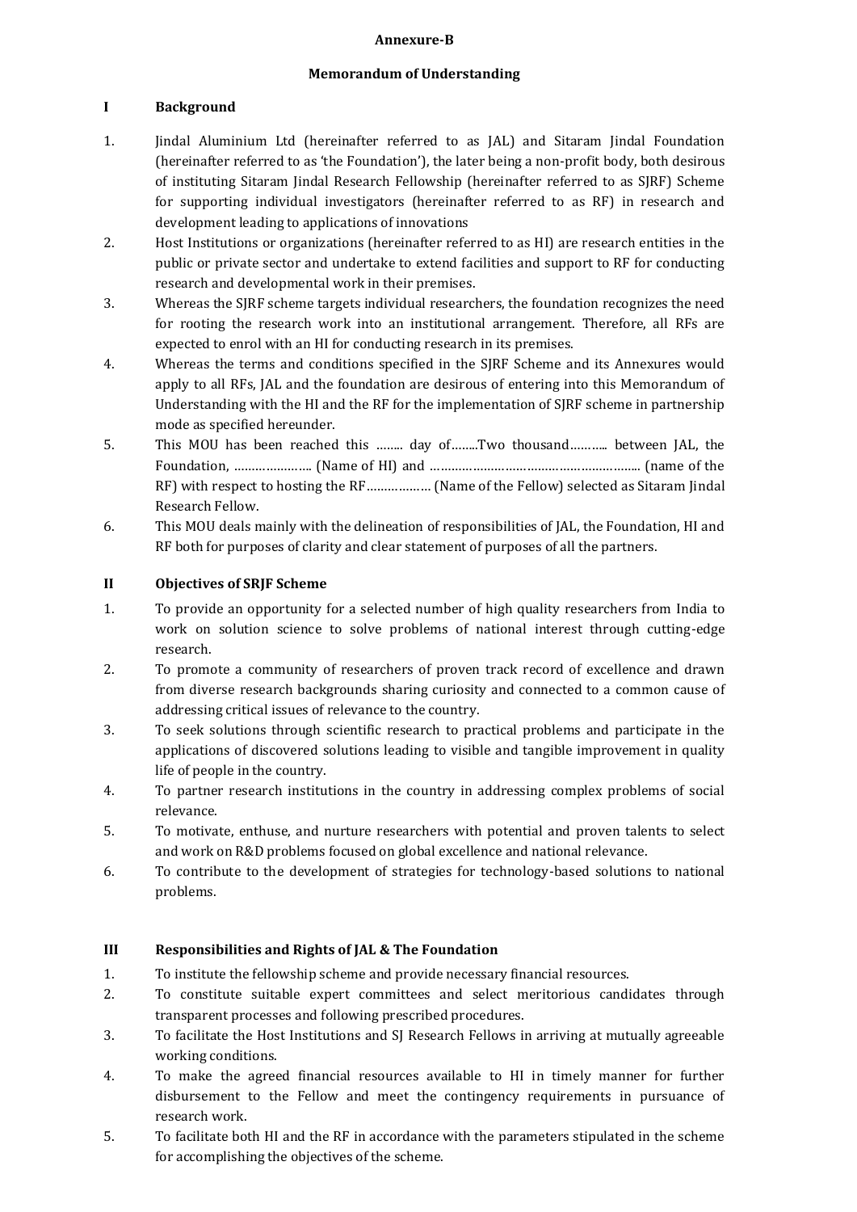**Annexure-B**

**Memorandum of Understanding**

## I Background

1. Jindal Aluminium Ltd (hereinafter referred to as JAL) and Sitaram Jindal Foundation (hereinafter referred to as 'the Foundation'), the later being a non-profit body, both desirous of instituting Sitaram Jindal Research Fellowship (hereinafter referred to as SJRF) Scheme for supporting individual investigators (hereinafter referred to as RF) in research and development leading to applications of innovations
2. Host Institutions or organizations (hereinafter referred to as HI) are research entities in the public or private sector and undertake to extend facilities and support to RF for conducting research and developmental work in their premises.
3. Whereas the SJRF scheme targets individual researchers, the foundation recognizes the need for rooting the research work into an institutional arrangement. Therefore, all RFs are expected to enrol with an HI for conducting research in its premises.
4. Whereas the terms and conditions specified in the SJRF Scheme and its Annexures would apply to all RFs, JAL and the foundation are desirous of entering into this Memorandum of Understanding with the HI and the RF for the implementation of SJRF scheme in partnership mode as specified hereunder.
5. This MOU has been reached this …….. day of……..Two thousand……….. between JAL, the Foundation, ………………….. (Name of HI) and ……………………………………………….. (name of the RF) with respect to hosting the RF……………… (Name of the Fellow) selected as Sitaram Jindal Research Fellow.
6. This MOU deals mainly with the delineation of responsibilities of JAL, the Foundation, HI and RF both for purposes of clarity and clear statement of purposes of all the partners.

## II Objectives of SRJF Scheme

1. To provide an opportunity for a selected number of high quality researchers from India to work on solution science to solve problems of national interest through cutting-edge research.
2. To promote a community of researchers of proven track record of excellence and drawn from diverse research backgrounds sharing curiosity and connected to a common cause of addressing critical issues of relevance to the country.
3. To seek solutions through scientific research to practical problems and participate in the applications of discovered solutions leading to visible and tangible improvement in quality life of people in the country.
4. To partner research institutions in the country in addressing complex problems of social relevance.
5. To motivate, enthuse, and nurture researchers with potential and proven talents to select and work on R&D problems focused on global excellence and national relevance.
6. To contribute to the development of strategies for technology-based solutions to national problems.

## III Responsibilities and Rights of JAL & The Foundation

1. To institute the fellowship scheme and provide necessary financial resources.
2. To constitute suitable expert committees and select meritorious candidates through transparent processes and following prescribed procedures.
3. To facilitate the Host Institutions and SJ Research Fellows in arriving at mutually agreeable working conditions.
4. To make the agreed financial resources available to HI in timely manner for further disbursement to the Fellow and meet the contingency requirements in pursuance of research work.
5. To facilitate both HI and the RF in accordance with the parameters stipulated in the scheme for accomplishing the objectives of the scheme.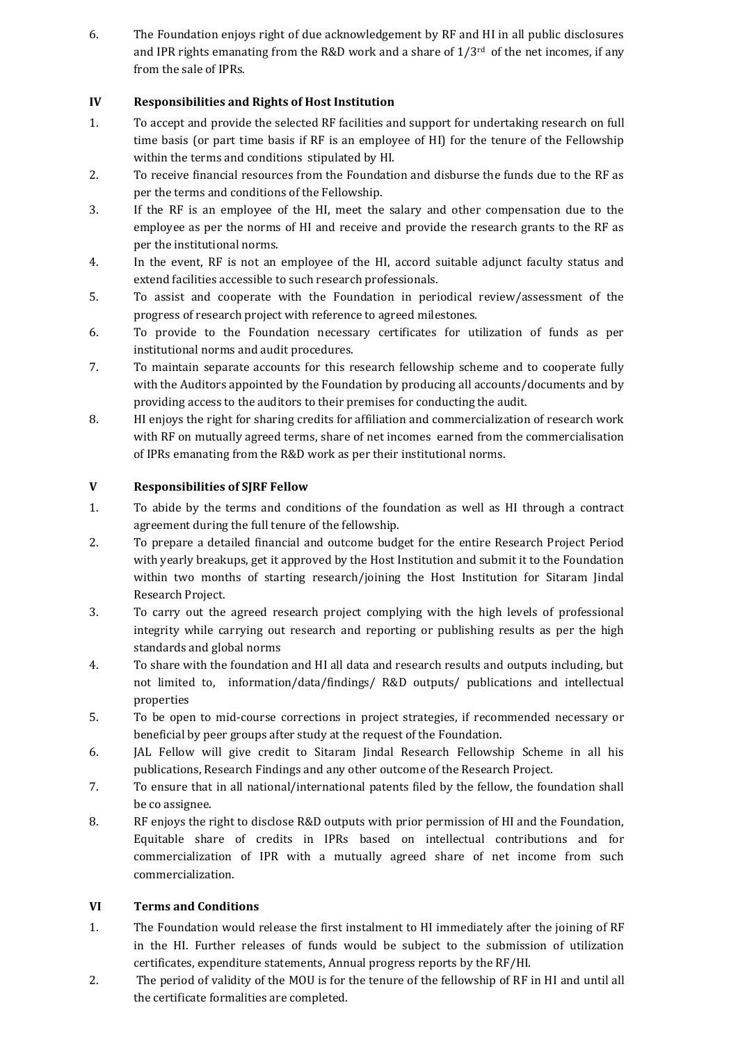6. The Foundation enjoys right of due acknowledgement by RF and HI in all public disclosures and IPR rights emanating from the R&D work and a share of 1/3rd of the net incomes, if any from the sale of IPRs.

## IV Responsibilities and Rights of Host Institution

1. To accept and provide the selected RF facilities and support for undertaking research on full time basis (or part time basis if RF is an employee of HI) for the tenure of the Fellowship within the terms and conditions stipulated by HI.
2. To receive financial resources from the Foundation and disburse the funds due to the RF as per the terms and conditions of the Fellowship.
3. If the RF is an employee of the HI, meet the salary and other compensation due to the employee as per the norms of HI and receive and provide the research grants to the RF as per the institutional norms.
4. In the event, RF is not an employee of the HI, accord suitable adjunct faculty status and extend facilities accessible to such research professionals.
5. To assist and cooperate with the Foundation in periodical review/assessment of the progress of research project with reference to agreed milestones.
6. To provide to the Foundation necessary certificates for utilization of funds as per institutional norms and audit procedures.
7. To maintain separate accounts for this research fellowship scheme and to cooperate fully with the Auditors appointed by the Foundation by producing all accounts/documents and by providing access to the auditors to their premises for conducting the audit.
8. HI enjoys the right for sharing credits for affiliation and commercialization of research work with RF on mutually agreed terms, share of net incomes earned from the commercialisation of IPRs emanating from the R&D work as per their institutional norms.

## V Responsibilities of SJRF Fellow

1. To abide by the terms and conditions of the foundation as well as HI through a contract agreement during the full tenure of the fellowship.
2. To prepare a detailed financial and outcome budget for the entire Research Project Period with yearly breakups, get it approved by the Host Institution and submit it to the Foundation within two months of starting research/joining the Host Institution for Sitaram Jindal Research Project.
3. To carry out the agreed research project complying with the high levels of professional integrity while carrying out research and reporting or publishing results as per the high standards and global norms
4. To share with the foundation and HI all data and research results and outputs including, but not limited to, information/data/findings/ R&D outputs/ publications and intellectual properties
5. To be open to mid-course corrections in project strategies, if recommended necessary or beneficial by peer groups after study at the request of the Foundation.
6. JAL Fellow will give credit to Sitaram Jindal Research Fellowship Scheme in all his publications, Research Findings and any other outcome of the Research Project.
7. To ensure that in all national/international patents filed by the fellow, the foundation shall be co assignee.
8. RF enjoys the right to disclose R&D outputs with prior permission of HI and the Foundation, Equitable share of credits in IPRs based on intellectual contributions and for commercialization of IPR with a mutually agreed share of net income from such commercialization.

## VI Terms and Conditions

1. The Foundation would release the first instalment to HI immediately after the joining of RF in the HI. Further releases of funds would be subject to the submission of utilization certificates, expenditure statements, Annual progress reports by the RF/HI.
2. The period of validity of the MOU is for the tenure of the fellowship of RF in HI and until all the certificate formalities are completed.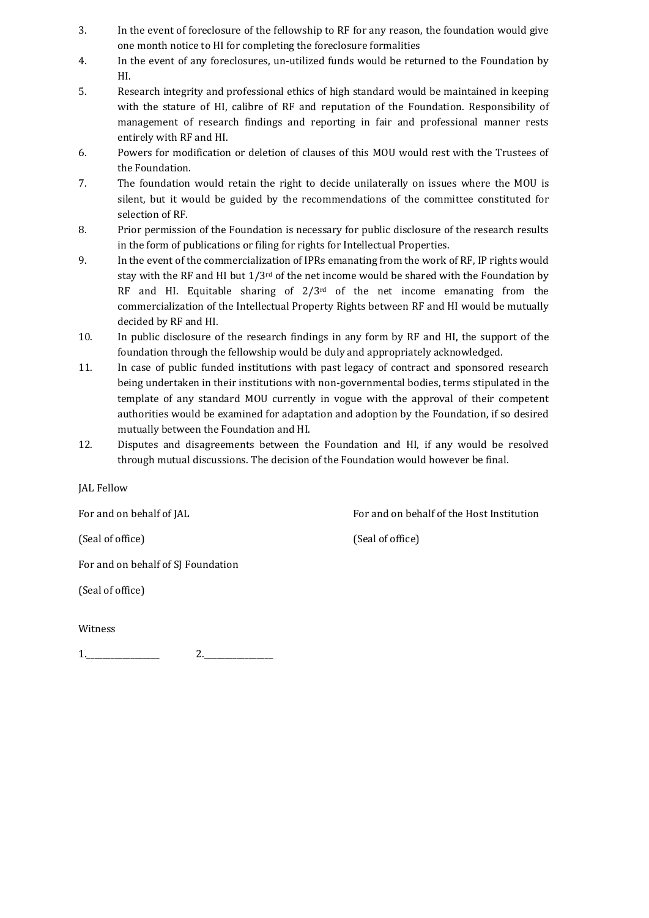3. In the event of foreclosure of the fellowship to RF for any reason, the foundation would give one month notice to HI for completing the foreclosure formalities
4. In the event of any foreclosures, un-utilized funds would be returned to the Foundation by HI.
5. Research integrity and professional ethics of high standard would be maintained in keeping with the stature of HI, calibre of RF and reputation of the Foundation. Responsibility of management of research findings and reporting in fair and professional manner rests entirely with RF and HI.
6. Powers for modification or deletion of clauses of this MOU would rest with the Trustees of the Foundation.
7. The foundation would retain the right to decide unilaterally on issues where the MOU is silent, but it would be guided by the recommendations of the committee constituted for selection of RF.
8. Prior permission of the Foundation is necessary for public disclosure of the research results in the form of publications or filing for rights for Intellectual Properties.
9. In the event of the commercialization of IPRs emanating from the work of RF, IP rights would stay with the RF and HI but $1/3^{rd}$ of the net income would be shared with the Foundation by RF and HI. Equitable sharing of $2/3^{rd}$ of the net income emanating from the commercialization of the Intellectual Property Rights between RF and HI would be mutually decided by RF and HI.
10. In public disclosure of the research findings in any form by RF and HI, the support of the foundation through the fellowship would be duly and appropriately acknowledged.
11. In case of public funded institutions with past legacy of contract and sponsored research being undertaken in their institutions with non-governmental bodies, terms stipulated in the template of any standard MOU currently in vogue with the approval of their competent authorities would be examined for adaptation and adoption by the Foundation, if so desired mutually between the Foundation and HI.
12. Disputes and disagreements between the Foundation and HI, if any would be resolved through mutual discussions. The decision of the Foundation would however be final.

JAL Fellow

For and on behalf of JAL

(Seal of office)

For and on behalf of the Host Institution

(Seal of office)

For and on behalf of SJ Foundation

(Seal of office)

Witness

1.\_\_\_\_\_\_\_\_\_\_\_\_\_\_\_\_\_\_ 2.\_\_\_\_\_\_\_\_\_\_\_\_\_\_\_\_\_